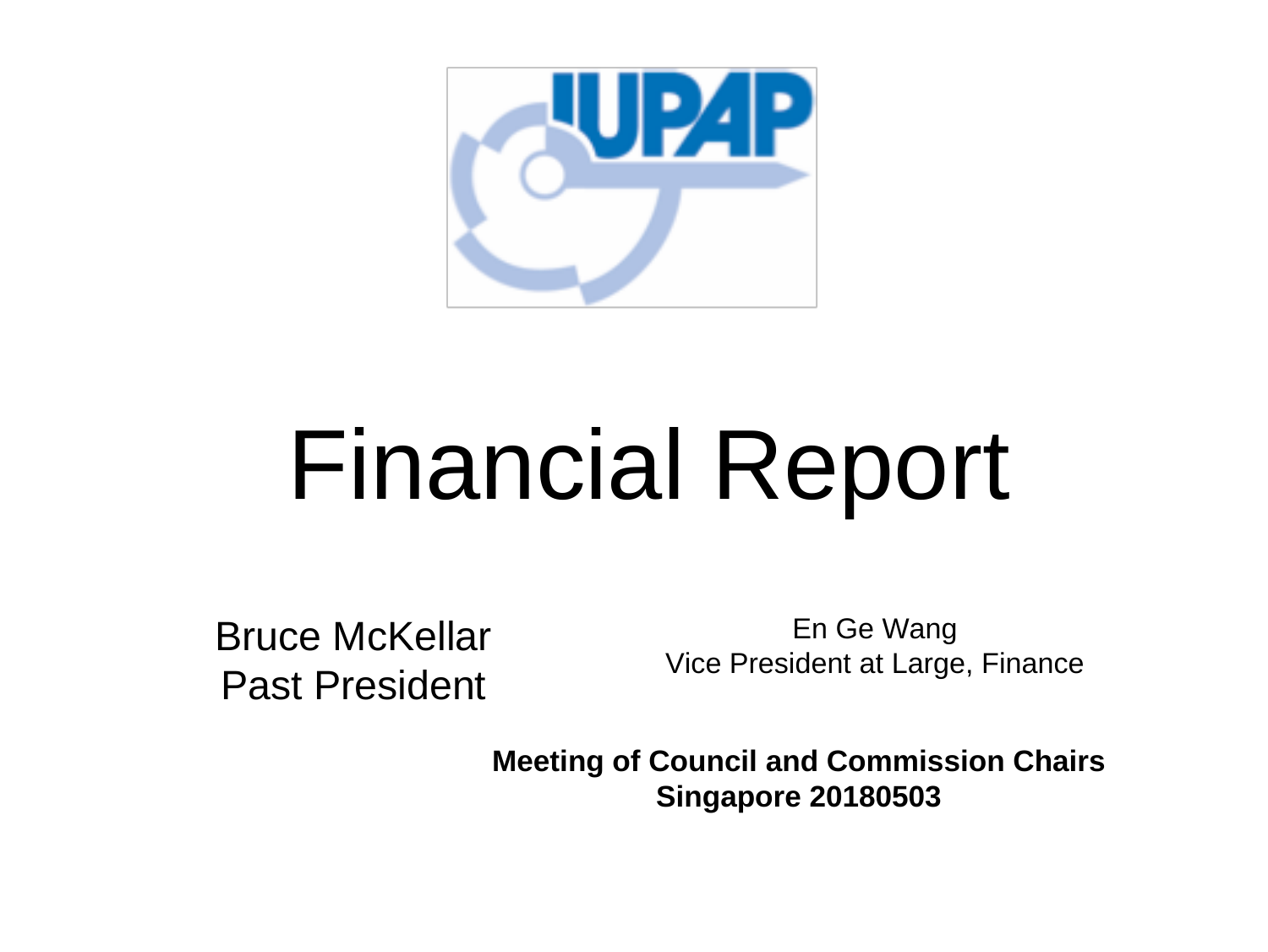IUPAP

# Financial Report

Bruce McKellar
Past President

En Ge Wang
Vice President at Large, Finance

**Meeting of Council and Commission Chairs**
**Singapore 20180503**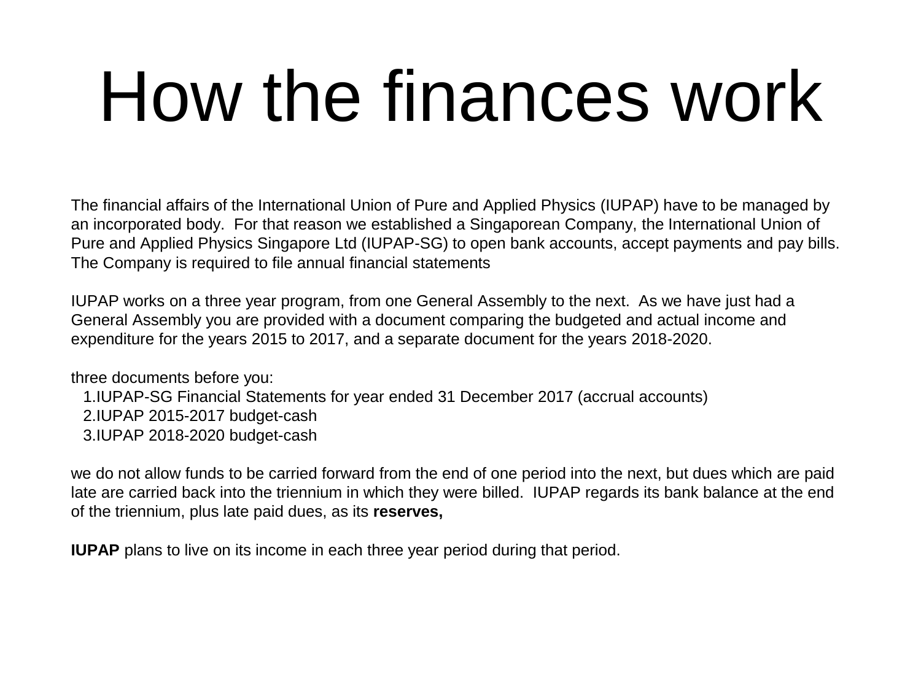# How the finances work

The financial affairs of the International Union of Pure and Applied Physics (IUPAP) have to be managed by an incorporated body.  For that reason we established a Singaporean Company, the International Union of Pure and Applied Physics Singapore Ltd (IUPAP-SG) to open bank accounts, accept payments and pay bills. The Company is required to file annual financial statements

IUPAP works on a three year program, from one General Assembly to the next.  As we have just had a General Assembly you are provided with a document comparing the budgeted and actual income and expenditure for the years 2015 to 2017, and a separate document for the years 2018-2020.

three documents before you:

1. IUPAP-SG Financial Statements for year ended 31 December 2017 (accrual accounts)
2. IUPAP 2015-2017 budget-cash
3. IUPAP 2018-2020 budget-cash

we do not allow funds to be carried forward from the end of one period into the next, but dues which are paid late are carried back into the triennium in which they were billed.  IUPAP regards its bank balance at the end of the triennium, plus late paid dues, as its **reserves,**

**IUPAP** plans to live on its income in each three year period during that period.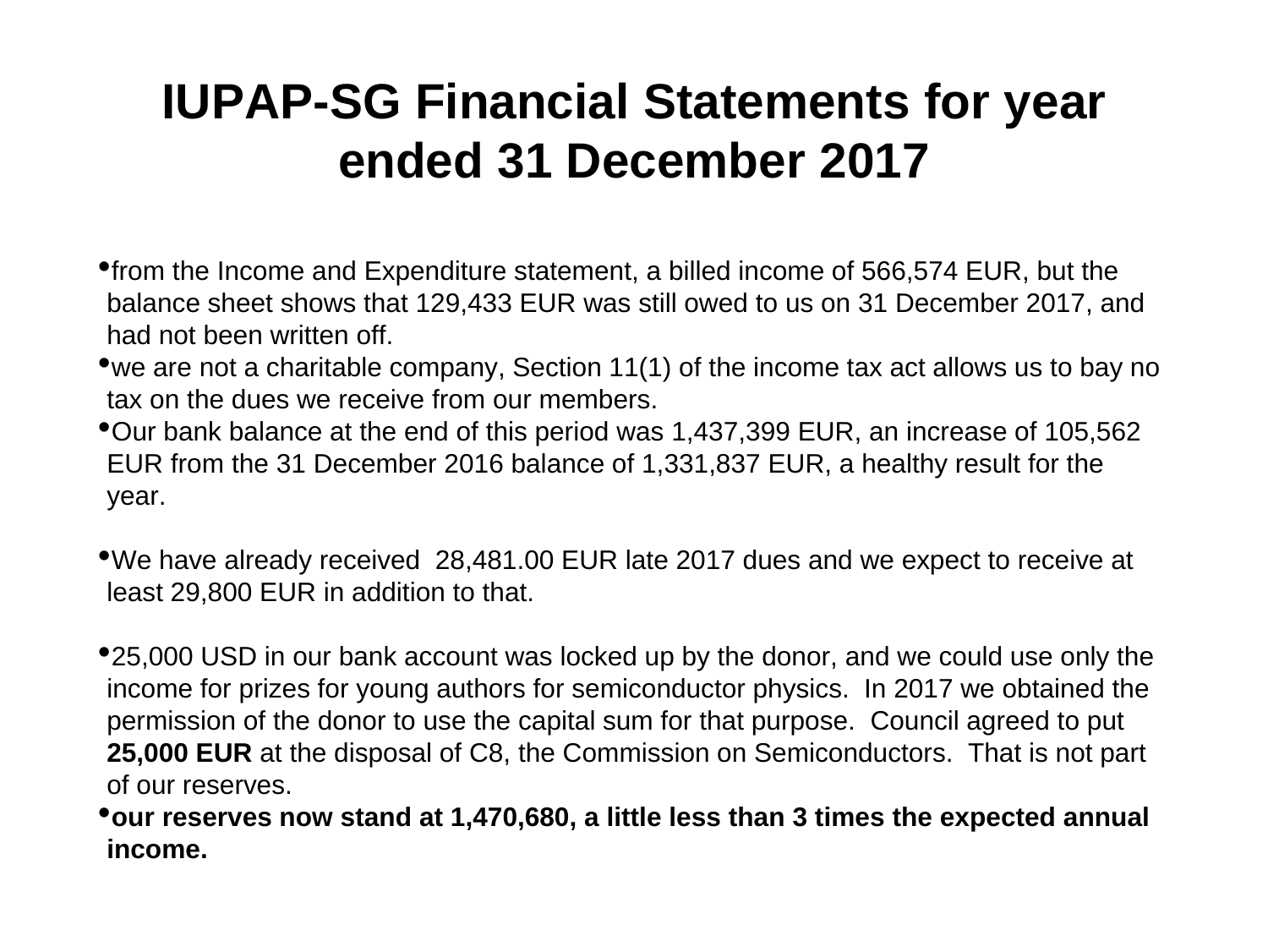# IUPAP-SG Financial Statements for year ended 31 December 2017

- from the Income and Expenditure statement, a billed income of 566,574 EUR, but the balance sheet shows that 129,433 EUR was still owed to us on 31 December 2017, and had not been written off.
- we are not a charitable company, Section 11(1) of the income tax act allows us to bay no tax on the dues we receive from our members.
- Our bank balance at the end of this period was 1,437,399 EUR, an increase of 105,562 EUR from the 31 December 2016 balance of 1,331,837 EUR, a healthy result for the year.

- We have already received 28,481.00 EUR late 2017 dues and we expect to receive at least 29,800 EUR in addition to that.

- 25,000 USD in our bank account was locked up by the donor, and we could use only the income for prizes for young authors for semiconductor physics. In 2017 we obtained the permission of the donor to use the capital sum for that purpose. Council agreed to put **25,000 EUR** at the disposal of C8, the Commission on Semiconductors. That is not part of our reserves.
- **our reserves now stand at 1,470,680, a little less than 3 times the expected annual income.**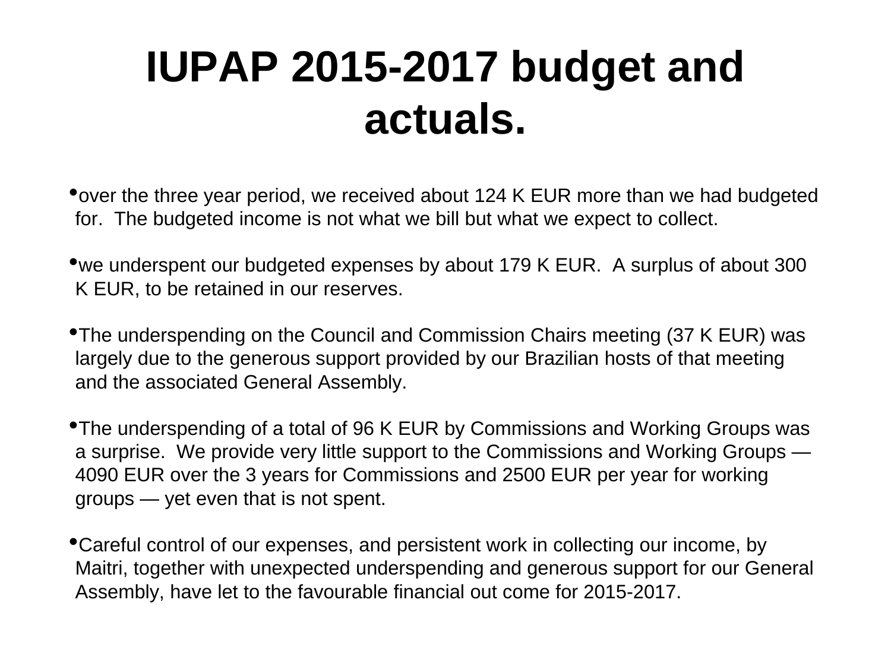# IUPAP 2015-2017 budget and actuals.

- over the three year period, we received about 124 K EUR more than we had budgeted for. The budgeted income is not what we bill but what we expect to collect.
- we underspent our budgeted expenses by about 179 K EUR. A surplus of about 300 K EUR, to be retained in our reserves.
- The underspending on the Council and Commission Chairs meeting (37 K EUR) was largely due to the generous support provided by our Brazilian hosts of that meeting and the associated General Assembly.
- The underspending of a total of 96 K EUR by Commissions and Working Groups was a surprise. We provide very little support to the Commissions and Working Groups — 4090 EUR over the 3 years for Commissions and 2500 EUR per year for working groups — yet even that is not spent.
- Careful control of our expenses, and persistent work in collecting our income, by Maitri, together with unexpected underspending and generous support for our General Assembly, have let to the favourable financial out come for 2015-2017.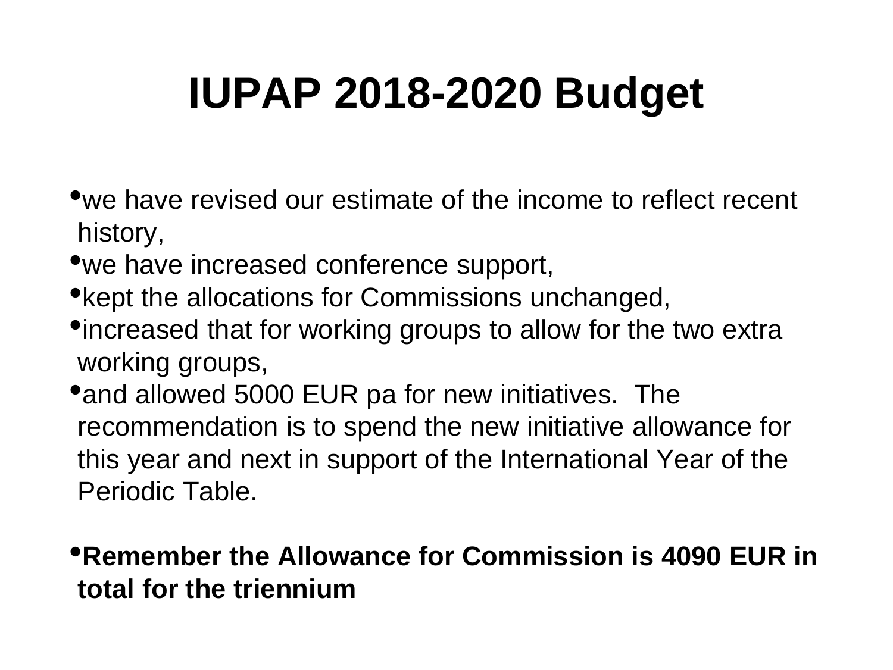# IUPAP 2018-2020 Budget

- we have revised our estimate of the income to reflect recent history,
- we have increased conference support,
- kept the allocations for Commissions unchanged,
- increased that for working groups to allow for the two extra working groups,
- and allowed 5000 EUR pa for new initiatives. The recommendation is to spend the new initiative allowance for this year and next in support of the International Year of the Periodic Table.

- **Remember the Allowance for Commission is 4090 EUR in total for the triennium**